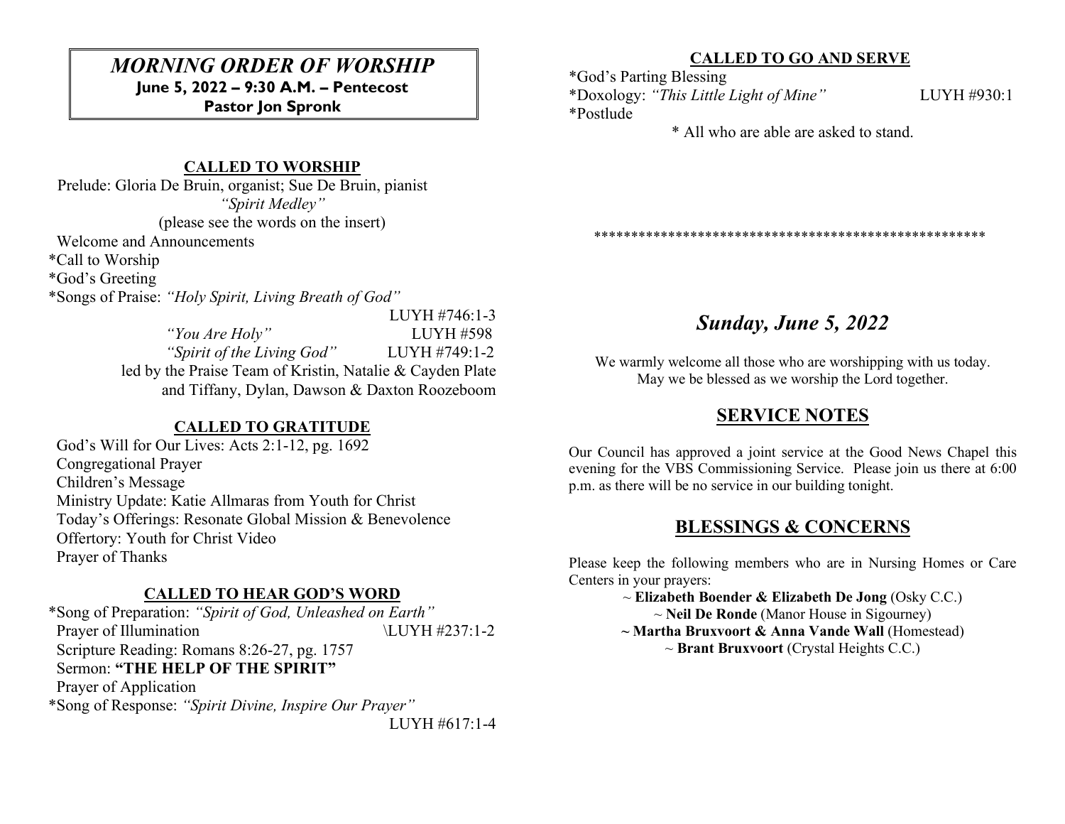# *MORNING ORDER OF WORSHIP*

**June 5, 2022 – 9:30 A.M. – Pentecost**
**Pastor Jon Spronk**

## CALLED TO WORSHIP

Prelude: Gloria De Bruin, organist; Sue De Bruin, pianist
*"Spirit Medley"*
(please see the words on the insert)
Welcome and Announcements
*Call to Worship
*God's Greeting
*Songs of Praise: *"Holy Spirit, Living Breath of God"* LUYH #746:1-3
*"You Are Holy"* LUYH #598
*"Spirit of the Living God"* LUYH #749:1-2
led by the Praise Team of Kristin, Natalie & Cayden Plate and Tiffany, Dylan, Dawson & Daxton Roozeboom

## CALLED TO GRATITUDE

God's Will for Our Lives: Acts 2:1-12, pg. 1692
Congregational Prayer
Children's Message
Ministry Update: Katie Allmaras from Youth for Christ
Today's Offerings: Resonate Global Mission & Benevolence
Offertory: Youth for Christ Video
Prayer of Thanks

## CALLED TO HEAR GOD'S WORD

*Song of Preparation: *"Spirit of God, Unleashed on Earth"*
Prayer of Illumination \LUYH #237:1-2
Scripture Reading: Romans 8:26-27, pg. 1757
Sermon: **"THE HELP OF THE SPIRIT"**
Prayer of Application
*Song of Response: *"Spirit Divine, Inspire Our Prayer"* LUYH #617:1-4

## CALLED TO GO AND SERVE

*God's Parting Blessing
*Doxology: *"This Little Light of Mine"* LUYH #930:1
*Postlude

* All who are able are asked to stand.

*****************************************************

# *Sunday, June 5, 2022*

We warmly welcome all those who are worshipping with us today. May we be blessed as we worship the Lord together.

## SERVICE NOTES

Our Council has approved a joint service at the Good News Chapel this evening for the VBS Commissioning Service. Please join us there at 6:00 p.m. as there will be no service in our building tonight.

## BLESSINGS & CONCERNS

Please keep the following members who are in Nursing Homes or Care Centers in your prayers:

~ **Elizabeth Boender & Elizabeth De Jong** (Osky C.C.)
~ **Neil De Ronde** (Manor House in Sigourney)
~ **Martha Bruxvoort & Anna Vande Wall** (Homestead)
~ **Brant Bruxvoort** (Crystal Heights C.C.)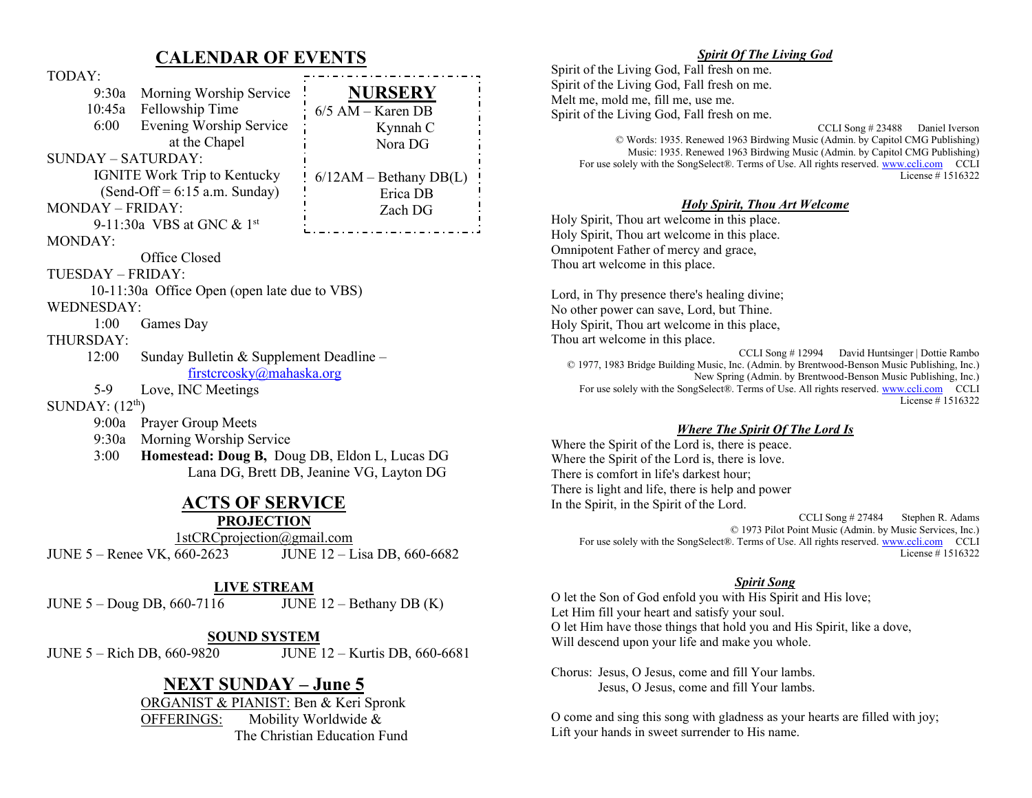# CALENDAR OF EVENTS

TODAY:

- 9:30a Morning Worship Service
- 10:45a Fellowship Time
- 6:00 Evening Worship Service at the Chapel

SUNDAY – SATURDAY:

- IGNITE Work Trip to Kentucky (Send-Off = 6:15 a.m. Sunday)

MONDAY – FRIDAY:

- 9-11:30a VBS at GNC & 1st

MONDAY:

- Office Closed

TUESDAY – FRIDAY:

- 10-11:30a Office Open (open late due to VBS)

WEDNESDAY:

- 1:00 Games Day

THURSDAY:

- 12:00 Sunday Bulletin & Supplement Deadline – firstcrcosky@mahaska.org
- 5-9 Love, INC Meetings

SUNDAY: (12th)

- 9:00a Prayer Group Meets
- 9:30a Morning Worship Service
- 3:00 **Homestead: Doug B,** Doug DB, Eldon L, Lucas DG Lana DG, Brett DB, Jeanine VG, Layton DG

## NURSERY

6/5 AM – Karen DB
Kynnah C
Nora DG

6/12AM – Bethany DB(L)
Erica DB
Zach DG

# ACTS OF SERVICE

## PROJECTION

1stCRCprojection@gmail.com

JUNE 5 – Renee VK, 660-2623 JUNE 12 – Lisa DB, 660-6682

## LIVE STREAM

JUNE 5 – Doug DB, 660-7116 JUNE 12 – Bethany DB (K)

## SOUND SYSTEM

JUNE 5 – Rich DB, 660-9820 JUNE 12 – Kurtis DB, 660-6681

# NEXT SUNDAY – June 5

ORGANIST & PIANIST: Ben & Keri Spronk
OFFERINGS: Mobility Worldwide & The Christian Education Fund

### *Spirit Of The Living God*

Spirit of the Living God, Fall fresh on me.
Spirit of the Living God, Fall fresh on me.
Melt me, mold me, fill me, use me.
Spirit of the Living God, Fall fresh on me.

CCLI Song # 23488 Daniel Iverson
© Words: 1935. Renewed 1963 Birdwing Music (Admin. by Capitol CMG Publishing)
Music: 1935. Renewed 1963 Birdwing Music (Admin. by Capitol CMG Publishing)
For use solely with the SongSelect®. Terms of Use. All rights reserved. www.ccli.com CCLI License # 1516322

### *Holy Spirit, Thou Art Welcome*

Holy Spirit, Thou art welcome in this place.
Holy Spirit, Thou art welcome in this place.
Omnipotent Father of mercy and grace,
Thou art welcome in this place.

Lord, in Thy presence there's healing divine;
No other power can save, Lord, but Thine.
Holy Spirit, Thou art welcome in this place,
Thou art welcome in this place.

CCLI Song # 12994 David Huntsinger | Dottie Rambo
© 1977, 1983 Bridge Building Music, Inc. (Admin. by Brentwood-Benson Music Publishing, Inc.)
New Spring (Admin. by Brentwood-Benson Music Publishing, Inc.)
For use solely with the SongSelect®. Terms of Use. All rights reserved. www.ccli.com CCLI License # 1516322

### *Where The Spirit Of The Lord Is*

Where the Spirit of the Lord is, there is peace.
Where the Spirit of the Lord is, there is love.
There is comfort in life's darkest hour;
There is light and life, there is help and power
In the Spirit, in the Spirit of the Lord.

CCLI Song # 27484 Stephen R. Adams
© 1973 Pilot Point Music (Admin. by Music Services, Inc.)
For use solely with the SongSelect®. Terms of Use. All rights reserved. www.ccli.com CCLI License # 1516322

### *Spirit Song*

O let the Son of God enfold you with His Spirit and His love;
Let Him fill your heart and satisfy your soul.
O let Him have those things that hold you and His Spirit, like a dove,
Will descend upon your life and make you whole.

Chorus: Jesus, O Jesus, come and fill Your lambs.
Jesus, O Jesus, come and fill Your lambs.

O come and sing this song with gladness as your hearts are filled with joy;
Lift your hands in sweet surrender to His name.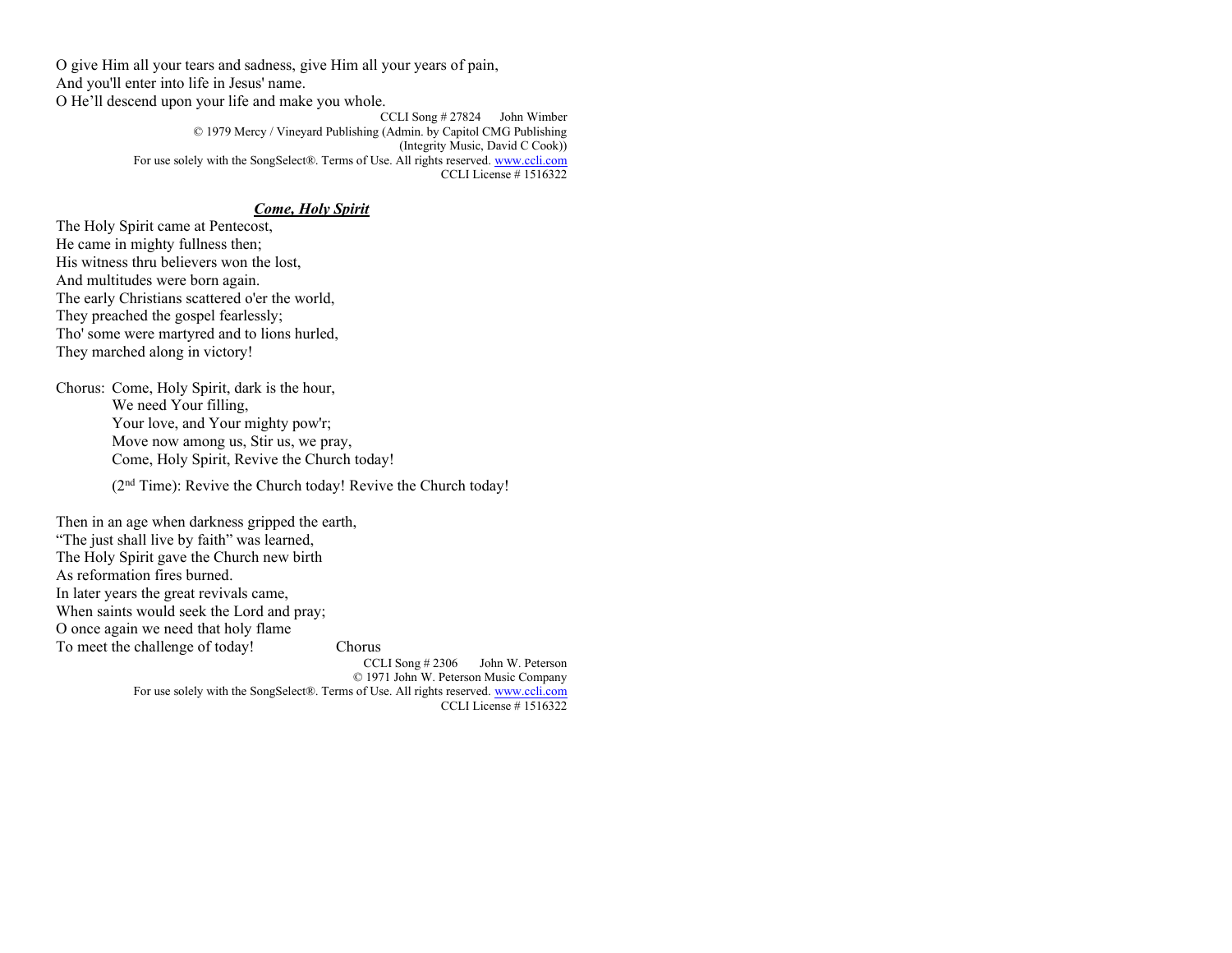O give Him all your tears and sadness, give Him all your years of pain,
And you'll enter into life in Jesus' name.
O He'll descend upon your life and make you whole.

CCLI Song # 27824 John Wimber
© 1979 Mercy / Vineyard Publishing (Admin. by Capitol CMG Publishing (Integrity Music, David C Cook))
For use solely with the SongSelect®. Terms of Use. All rights reserved. www.ccli.com
CCLI License # 1516322

### ***Come, Holy Spirit***

The Holy Spirit came at Pentecost,
He came in mighty fullness then;
His witness thru believers won the lost,
And multitudes were born again.
The early Christians scattered o'er the world,
They preached the gospel fearlessly;
Tho' some were martyred and to lions hurled,
They marched along in victory!

Chorus: Come, Holy Spirit, dark is the hour,
We need Your filling,
Your love, and Your mighty pow'r;
Move now among us, Stir us, we pray,
Come, Holy Spirit, Revive the Church today!

(2nd Time): Revive the Church today! Revive the Church today!

Then in an age when darkness gripped the earth,
"The just shall live by faith" was learned,
The Holy Spirit gave the Church new birth
As reformation fires burned.
In later years the great revivals came,
When saints would seek the Lord and pray;
O once again we need that holy flame
To meet the challenge of today! Chorus

CCLI Song # 2306 John W. Peterson
© 1971 John W. Peterson Music Company
For use solely with the SongSelect®. Terms of Use. All rights reserved. www.ccli.com
CCLI License # 1516322